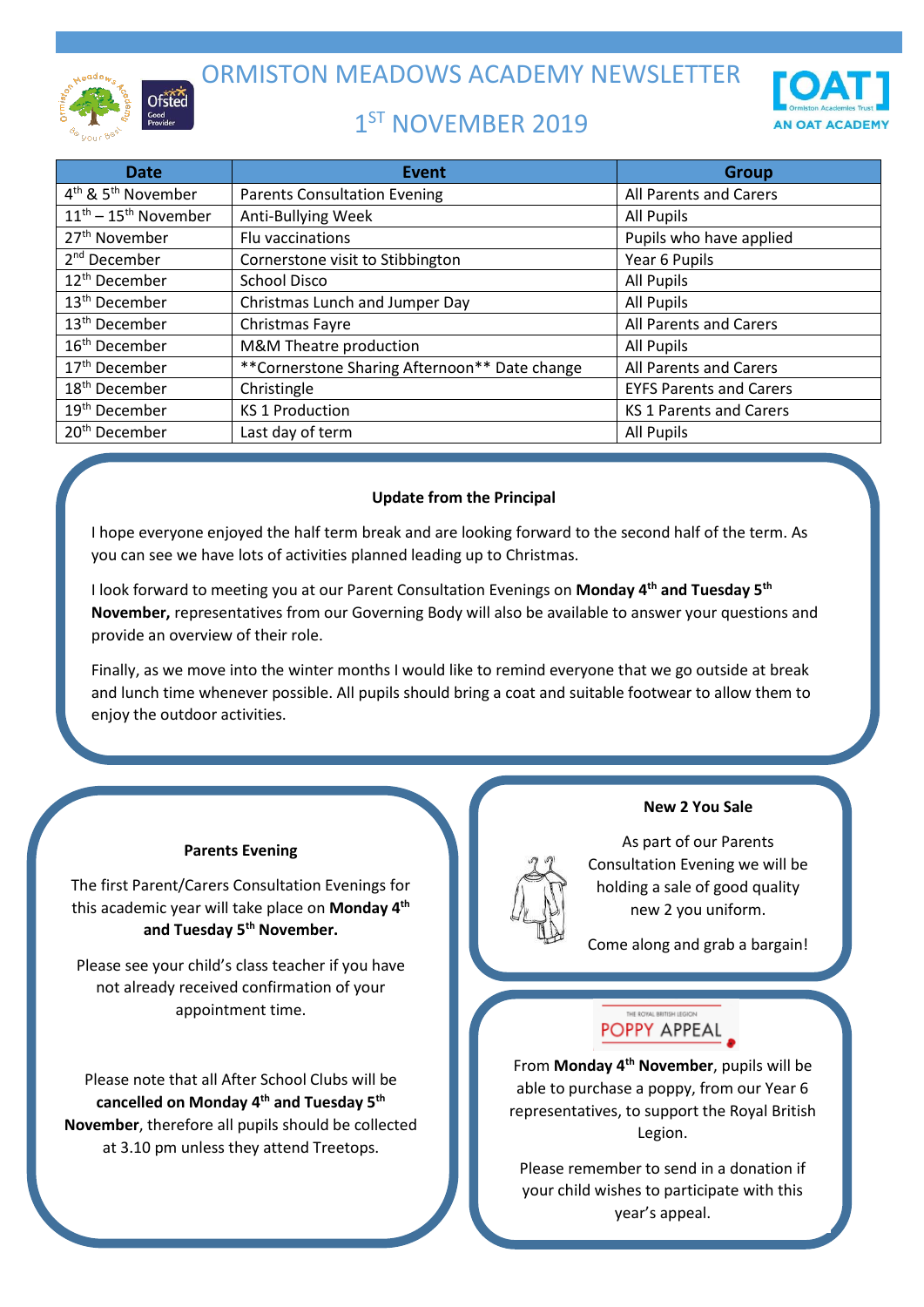# ORMISTON MEADOWS ACADEMY NEWSLETTER

## 1ST NOVEMBER 2019

| Date | Event | Group |
|---|---|---|
| 4th & 5th November | Parents Consultation Evening | All Parents and Carers |
| 11th – 15th November | Anti-Bullying Week | All Pupils |
| 27th November | Flu vaccinations | Pupils who have applied |
| 2nd December | Cornerstone visit to Stibbington | Year 6 Pupils |
| 12th December | School Disco | All Pupils |
| 13th December | Christmas Lunch and Jumper Day | All Pupils |
| 13th December | Christmas Fayre | All Parents and Carers |
| 16th December | M&M Theatre production | All Pupils |
| 17th December | **Cornerstone Sharing Afternoon** Date change | All Parents and Carers |
| 18th December | Christingle | EYFS Parents and Carers |
| 19th December | KS 1 Production | KS 1 Parents and Carers |
| 20th December | Last day of term | All Pupils |

### Update from the Principal

I hope everyone enjoyed the half term break and are looking forward to the second half of the term. As you can see we have lots of activities planned leading up to Christmas.

I look forward to meeting you at our Parent Consultation Evenings on **Monday 4th and Tuesday 5th November,** representatives from our Governing Body will also be available to answer your questions and provide an overview of their role.

Finally, as we move into the winter months I would like to remind everyone that we go outside at break and lunch time whenever possible. All pupils should bring a coat and suitable footwear to allow them to enjoy the outdoor activities.

### Parents Evening

The first Parent/Carers Consultation Evenings for this academic year will take place on **Monday 4th and Tuesday 5th November.**

Please see your child's class teacher if you have not already received confirmation of your appointment time.

Please note that all After School Clubs will be **cancelled on Monday 4th and Tuesday 5th November**, therefore all pupils should be collected at 3.10 pm unless they attend Treetops.

### New 2 You Sale

As part of our Parents Consultation Evening we will be holding a sale of good quality new 2 you uniform.

Come along and grab a bargain!

### POPPY APPEAL

From **Monday 4th November**, pupils will be able to purchase a poppy, from our Year 6 representatives, to support the Royal British Legion.

Please remember to send in a donation if your child wishes to participate with this year's appeal.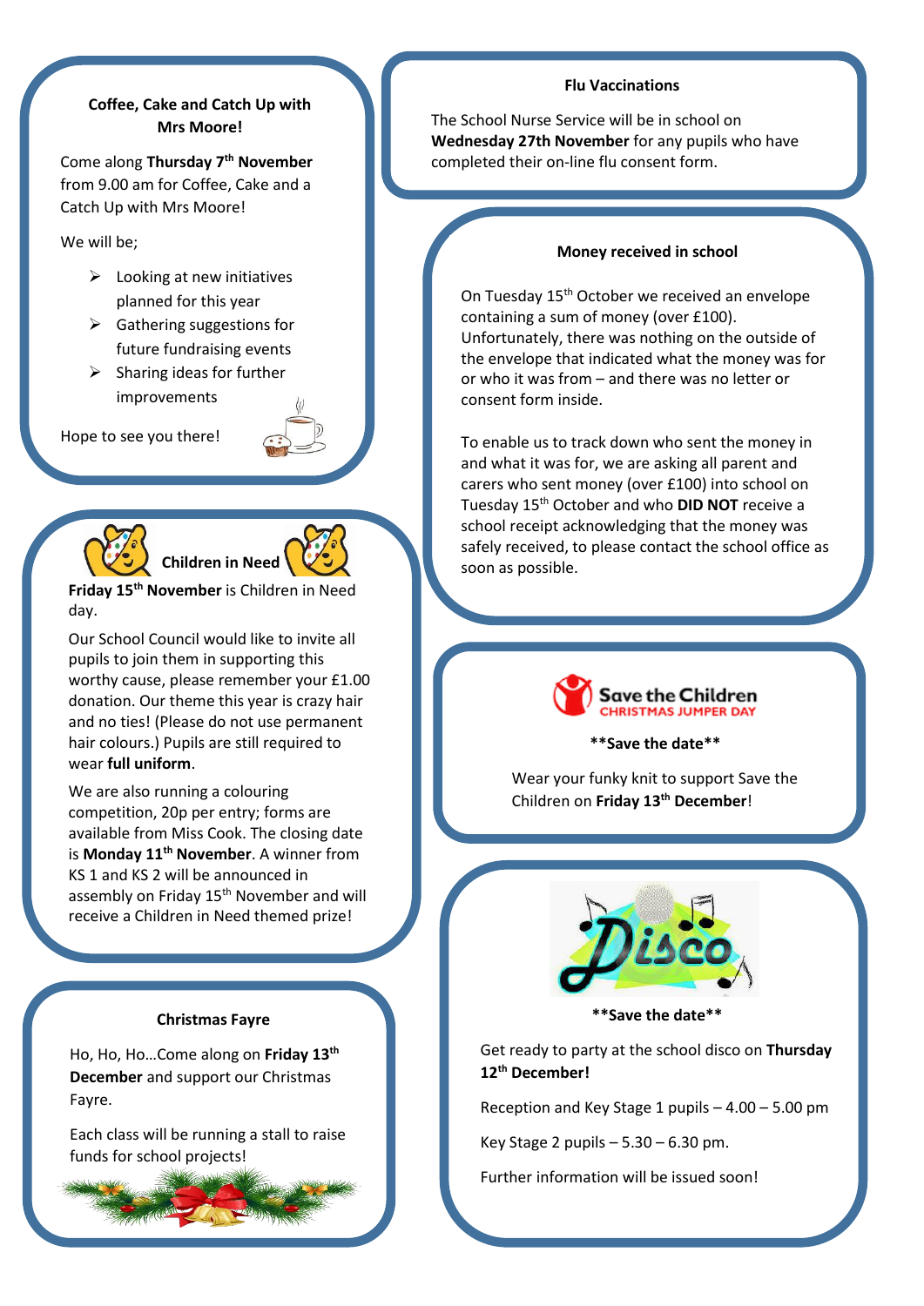## Coffee, Cake and Catch Up with Mrs Moore!

Come along **Thursday 7th November** from 9.00 am for Coffee, Cake and a Catch Up with Mrs Moore!

We will be;

- Looking at new initiatives planned for this year
- Gathering suggestions for future fundraising events
- Sharing ideas for further improvements

Hope to see you there!

## Children in Need

**Friday 15th November** is Children in Need day.

Our School Council would like to invite all pupils to join them in supporting this worthy cause, please remember your £1.00 donation. Our theme this year is crazy hair and no ties! (Please do not use permanent hair colours.) Pupils are still required to wear **full uniform**.

We are also running a colouring competition, 20p per entry; forms are available from Miss Cook. The closing date is **Monday 11th November**. A winner from KS 1 and KS 2 will be announced in assembly on Friday 15th November and will receive a Children in Need themed prize!

## Christmas Fayre

Ho, Ho, Ho…Come along on **Friday 13th December** and support our Christmas Fayre.

Each class will be running a stall to raise funds for school projects!

## Flu Vaccinations

The School Nurse Service will be in school on **Wednesday 27th November** for any pupils who have completed their on-line flu consent form.

## Money received in school

On Tuesday 15th October we received an envelope containing a sum of money (over £100). Unfortunately, there was nothing on the outside of the envelope that indicated what the money was for or who it was from – and there was no letter or consent form inside.

To enable us to track down who sent the money in and what it was for, we are asking all parent and carers who sent money (over £100) into school on Tuesday 15th October and who **DID NOT** receive a school receipt acknowledging that the money was safely received, to please contact the school office as soon as possible.

## Save the Children
CHRISTMAS JUMPER DAY

****Save the date****

Wear your funky knit to support Save the Children on **Friday 13th December**!

## Disco

****Save the date****

Get ready to party at the school disco on **Thursday 12th December!**

Reception and Key Stage 1 pupils – 4.00 – 5.00 pm

Key Stage 2 pupils – 5.30 – 6.30 pm.

Further information will be issued soon!